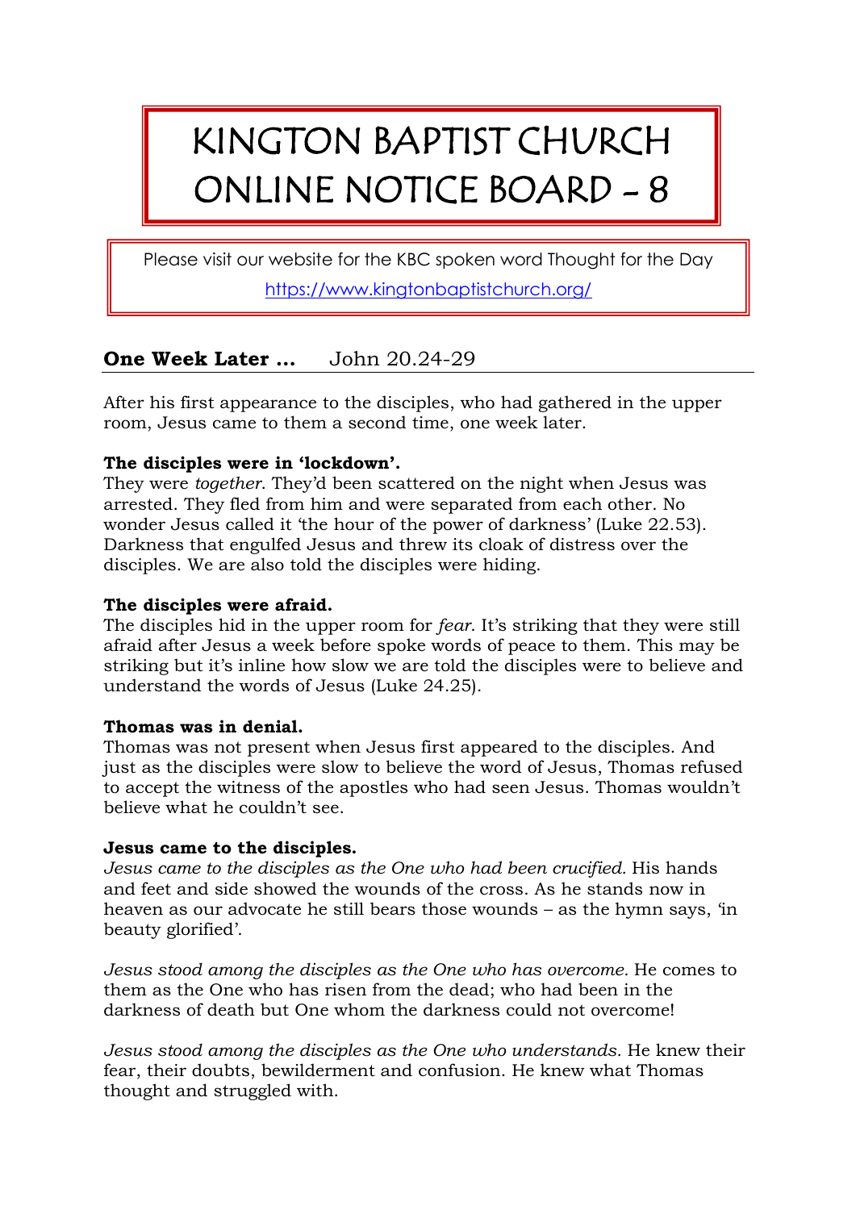# KINGTON BAPTIST CHURCH ONLINE NOTICE BOARD - 8

Please visit our website for the KBC spoken word Thought for the Day

https://www.kingtonbaptistchurch.org/

## One Week Later … John 20.24-29

After his first appearance to the disciples, who had gathered in the upper room, Jesus came to them a second time, one week later.

**The disciples were in 'lockdown'.**
They were *together*. They'd been scattered on the night when Jesus was arrested. They fled from him and were separated from each other. No wonder Jesus called it 'the hour of the power of darkness' (Luke 22.53). Darkness that engulfed Jesus and threw its cloak of distress over the disciples. We are also told the disciples were hiding.

**The disciples were afraid.**
The disciples hid in the upper room for *fear*. It's striking that they were still afraid after Jesus a week before spoke words of peace to them. This may be striking but it's inline how slow we are told the disciples were to believe and understand the words of Jesus (Luke 24.25).

**Thomas was in denial.**
Thomas was not present when Jesus first appeared to the disciples. And just as the disciples were slow to believe the word of Jesus, Thomas refused to accept the witness of the apostles who had seen Jesus. Thomas wouldn't believe what he couldn't see.

**Jesus came to the disciples.**
*Jesus came to the disciples as the One who had been crucified.* His hands and feet and side showed the wounds of the cross. As he stands now in heaven as our advocate he still bears those wounds – as the hymn says, 'in beauty glorified'.

*Jesus stood among the disciples as the One who has overcome.* He comes to them as the One who has risen from the dead; who had been in the darkness of death but One whom the darkness could not overcome!

*Jesus stood among the disciples as the One who understands.* He knew their fear, their doubts, bewilderment and confusion. He knew what Thomas thought and struggled with.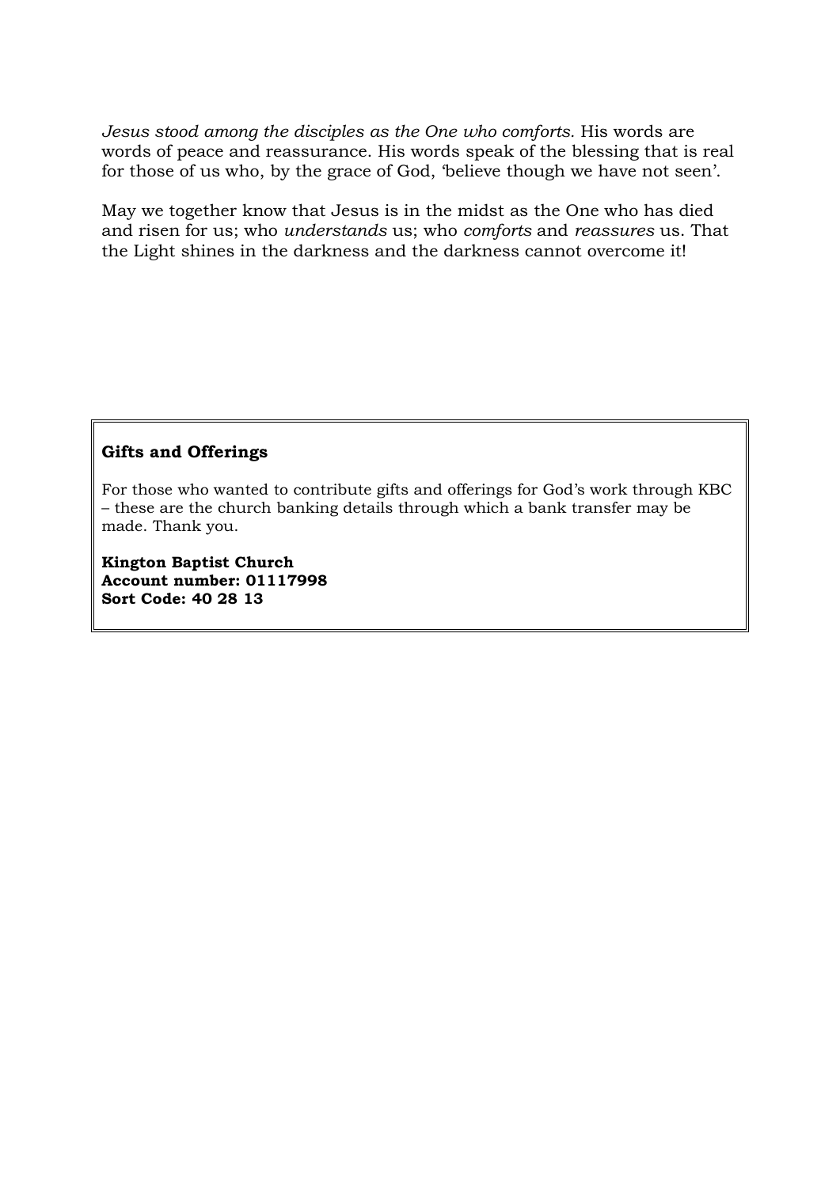*Jesus stood among the disciples as the One who comforts.* His words are words of peace and reassurance. His words speak of the blessing that is real for those of us who, by the grace of God, 'believe though we have not seen'.

May we together know that Jesus is in the midst as the One who has died and risen for us; who *understands* us; who *comforts* and *reassures* us. That the Light shines in the darkness and the darkness cannot overcome it!

**Gifts and Offerings**

For those who wanted to contribute gifts and offerings for God's work through KBC – these are the church banking details through which a bank transfer may be made. Thank you.

**Kington Baptist Church**
**Account number: 01117998**
**Sort Code: 40 28 13**